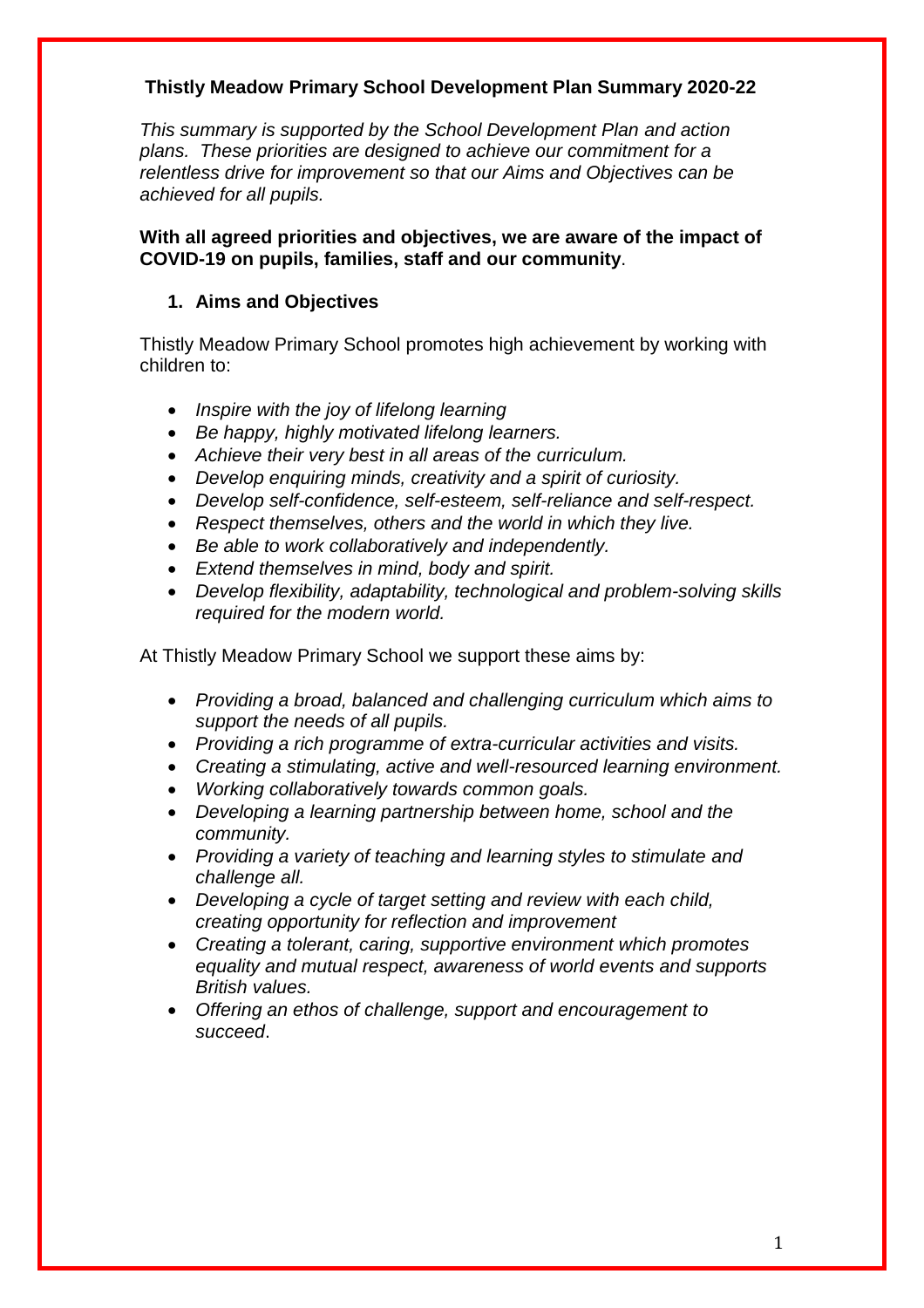# Thistly Meadow Primary School Development Plan Summary 2020-22

*This summary is supported by the School Development Plan and action plans. These priorities are designed to achieve our commitment for a relentless drive for improvement so that our Aims and Objectives can be achieved for all pupils.*

**With all agreed priorities and objectives, we are aware of the impact of COVID-19 on pupils, families, staff and our community**.

## 1. Aims and Objectives

Thistly Meadow Primary School promotes high achievement by working with children to:

- *Inspire with the joy of lifelong learning*
- *Be happy, highly motivated lifelong learners.*
- *Achieve their very best in all areas of the curriculum.*
- *Develop enquiring minds, creativity and a spirit of curiosity.*
- *Develop self-confidence, self-esteem, self-reliance and self-respect.*
- *Respect themselves, others and the world in which they live.*
- *Be able to work collaboratively and independently.*
- *Extend themselves in mind, body and spirit.*
- *Develop flexibility, adaptability, technological and problem-solving skills required for the modern world.*

At Thistly Meadow Primary School we support these aims by:

- *Providing a broad, balanced and challenging curriculum which aims to support the needs of all pupils.*
- *Providing a rich programme of extra-curricular activities and visits.*
- *Creating a stimulating, active and well-resourced learning environment.*
- *Working collaboratively towards common goals.*
- *Developing a learning partnership between home, school and the community.*
- *Providing a variety of teaching and learning styles to stimulate and challenge all.*
- *Developing a cycle of target setting and review with each child, creating opportunity for reflection and improvement*
- *Creating a tolerant, caring, supportive environment which promotes equality and mutual respect, awareness of world events and supports British values.*
- *Offering an ethos of challenge, support and encouragement to succeed*.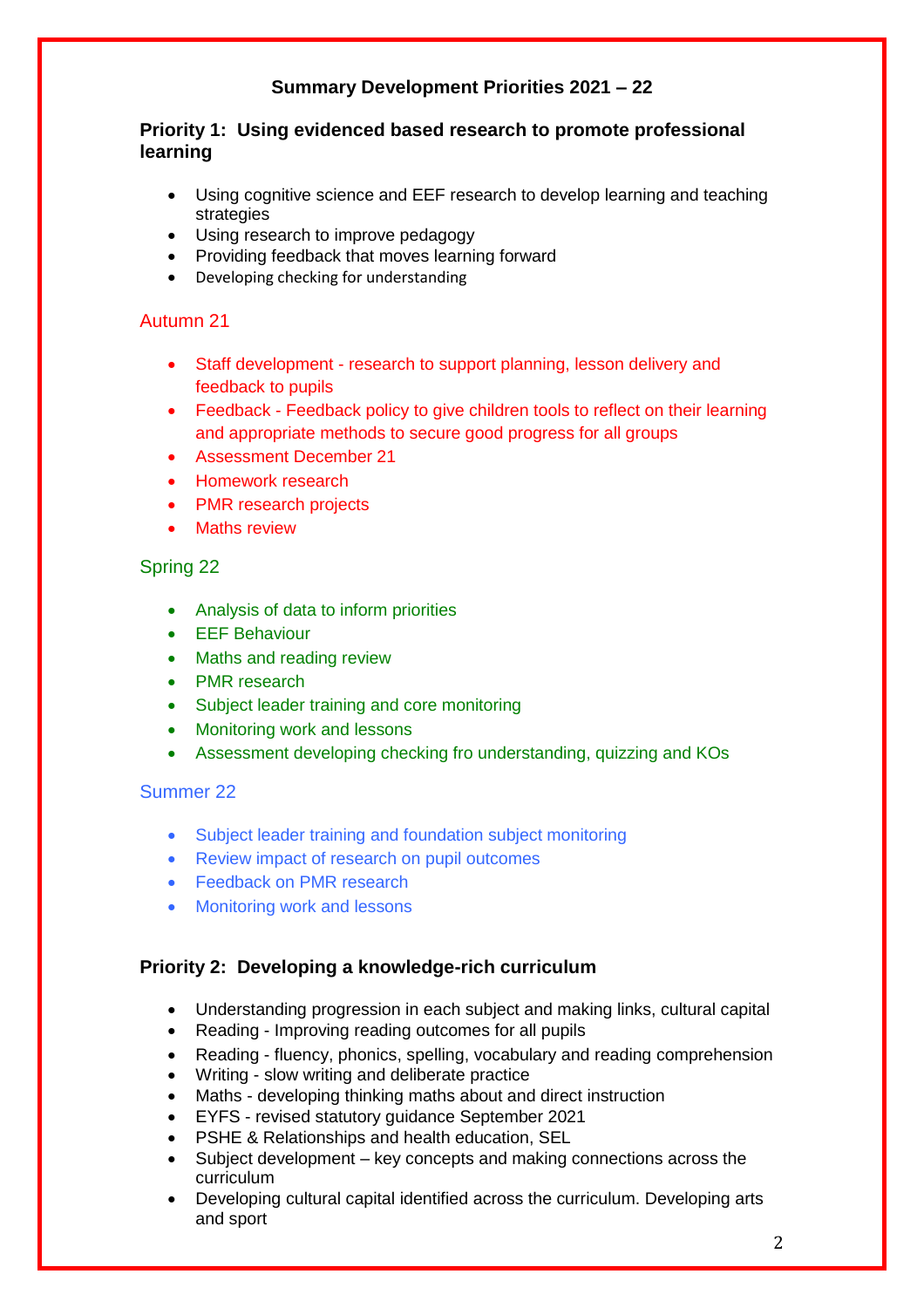## Summary Development Priorities 2021 – 22

### Priority 1: Using evidenced based research to promote professional learning

- Using cognitive science and EEF research to develop learning and teaching strategies
- Using research to improve pedagogy
- Providing feedback that moves learning forward
- Developing checking for understanding

#### Autumn 21

- Staff development - research to support planning, lesson delivery and feedback to pupils
- Feedback - Feedback policy to give children tools to reflect on their learning and appropriate methods to secure good progress for all groups
- Assessment December 21
- Homework research
- PMR research projects
- Maths review

#### Spring 22

- Analysis of data to inform priorities
- EEF Behaviour
- Maths and reading review
- PMR research
- Subject leader training and core monitoring
- Monitoring work and lessons
- Assessment developing checking fro understanding, quizzing and KOs

#### Summer 22

- Subject leader training and foundation subject monitoring
- Review impact of research on pupil outcomes
- Feedback on PMR research
- Monitoring work and lessons

### Priority 2: Developing a knowledge-rich curriculum

- Understanding progression in each subject and making links, cultural capital
- Reading - Improving reading outcomes for all pupils
- Reading - fluency, phonics, spelling, vocabulary and reading comprehension
- Writing - slow writing and deliberate practice
- Maths - developing thinking maths about and direct instruction
- EYFS - revised statutory guidance September 2021
- PSHE & Relationships and health education, SEL
- Subject development – key concepts and making connections across the curriculum
- Developing cultural capital identified across the curriculum. Developing arts and sport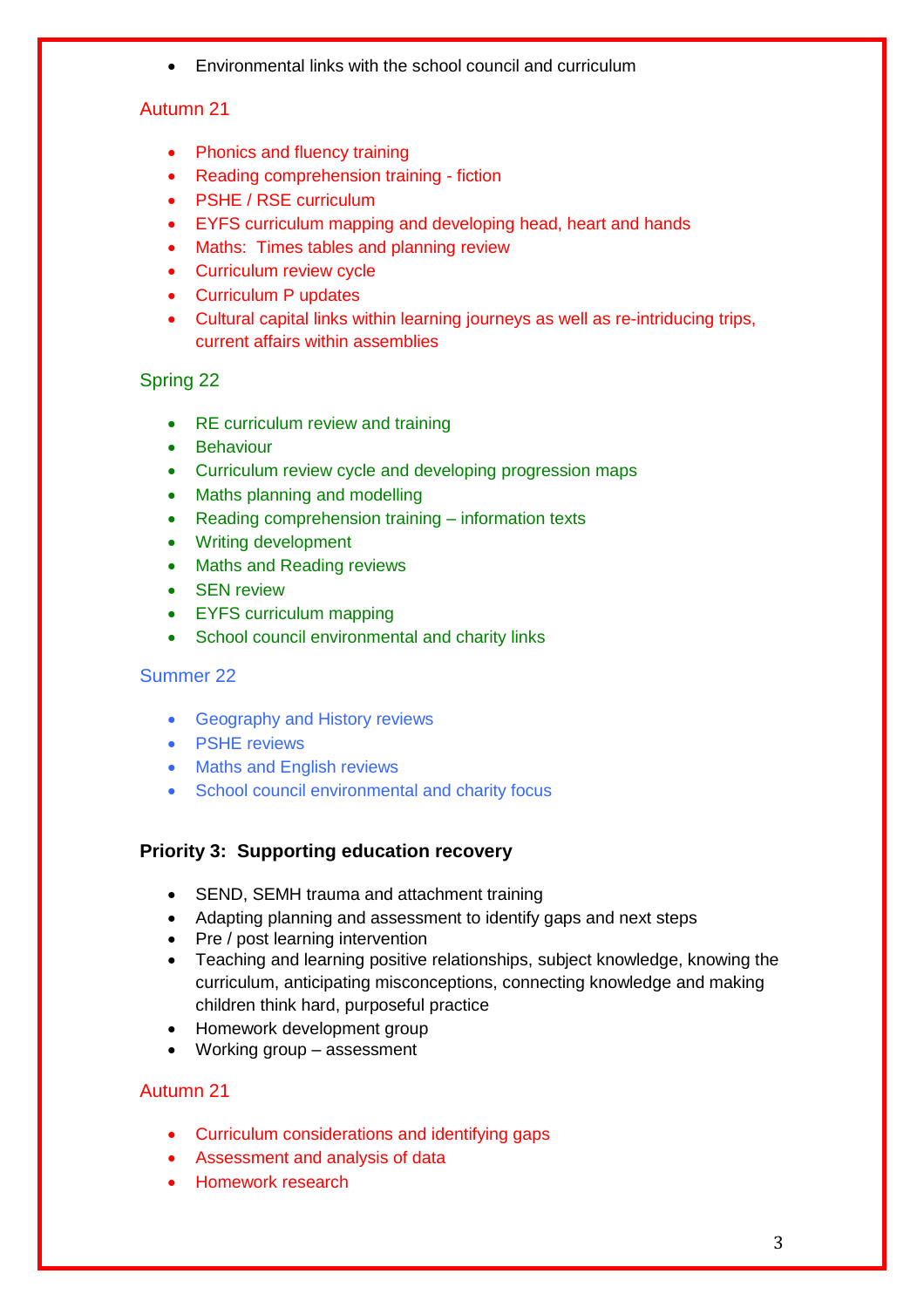- Environmental links with the school council and curriculum

### Autumn 21

- Phonics and fluency training
- Reading comprehension training - fiction
- PSHE / RSE curriculum
- EYFS curriculum mapping and developing head, heart and hands
- Maths: Times tables and planning review
- Curriculum review cycle
- Curriculum P updates
- Cultural capital links within learning journeys as well as re-intriducing trips, current affairs within assemblies

### Spring 22

- RE curriculum review and training
- Behaviour
- Curriculum review cycle and developing progression maps
- Maths planning and modelling
- Reading comprehension training – information texts
- Writing development
- Maths and Reading reviews
- SEN review
- EYFS curriculum mapping
- School council environmental and charity links

### Summer 22

- Geography and History reviews
- PSHE reviews
- Maths and English reviews
- School council environmental and charity focus

**Priority 3: Supporting education recovery**

- SEND, SEMH trauma and attachment training
- Adapting planning and assessment to identify gaps and next steps
- Pre / post learning intervention
- Teaching and learning positive relationships, subject knowledge, knowing the curriculum, anticipating misconceptions, connecting knowledge and making children think hard, purposeful practice
- Homework development group
- Working group – assessment

### Autumn 21

- Curriculum considerations and identifying gaps
- Assessment and analysis of data
- Homework research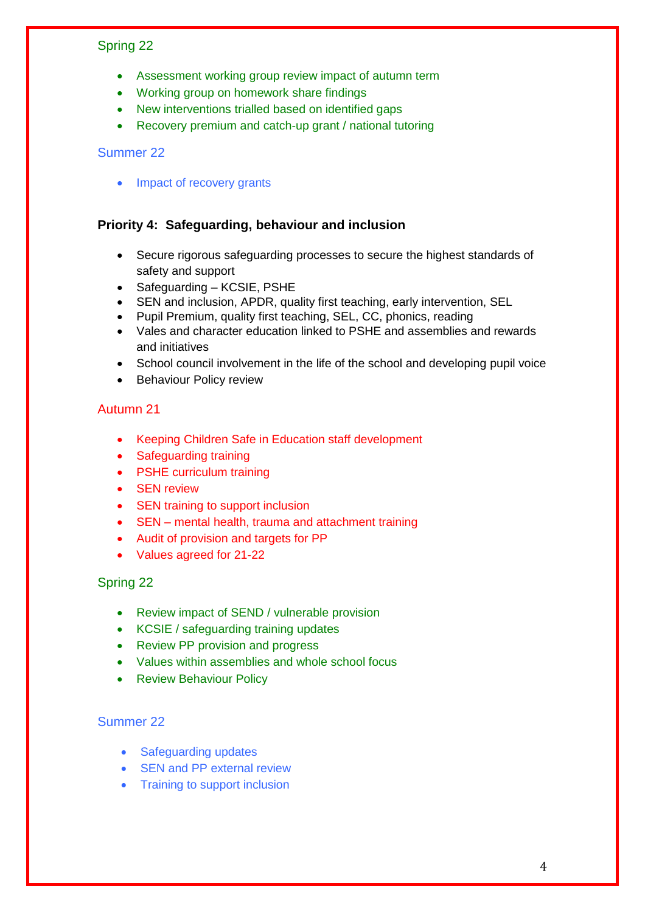Spring 22

- Assessment working group review impact of autumn term
- Working group on homework share findings
- New interventions trialled based on identified gaps
- Recovery premium and catch-up grant / national tutoring

Summer 22

- Impact of recovery grants

**Priority 4: Safeguarding, behaviour and inclusion**

- Secure rigorous safeguarding processes to secure the highest standards of safety and support
- Safeguarding – KCSIE, PSHE
- SEN and inclusion, APDR, quality first teaching, early intervention, SEL
- Pupil Premium, quality first teaching, SEL, CC, phonics, reading
- Vales and character education linked to PSHE and assemblies and rewards and initiatives
- School council involvement in the life of the school and developing pupil voice
- Behaviour Policy review

Autumn 21

- Keeping Children Safe in Education staff development
- Safeguarding training
- PSHE curriculum training
- SEN review
- SEN training to support inclusion
- SEN – mental health, trauma and attachment training
- Audit of provision and targets for PP
- Values agreed for 21-22

Spring 22

- Review impact of SEND / vulnerable provision
- KCSIE / safeguarding training updates
- Review PP provision and progress
- Values within assemblies and whole school focus
- Review Behaviour Policy

Summer 22

- Safeguarding updates
- SEN and PP external review
- Training to support inclusion